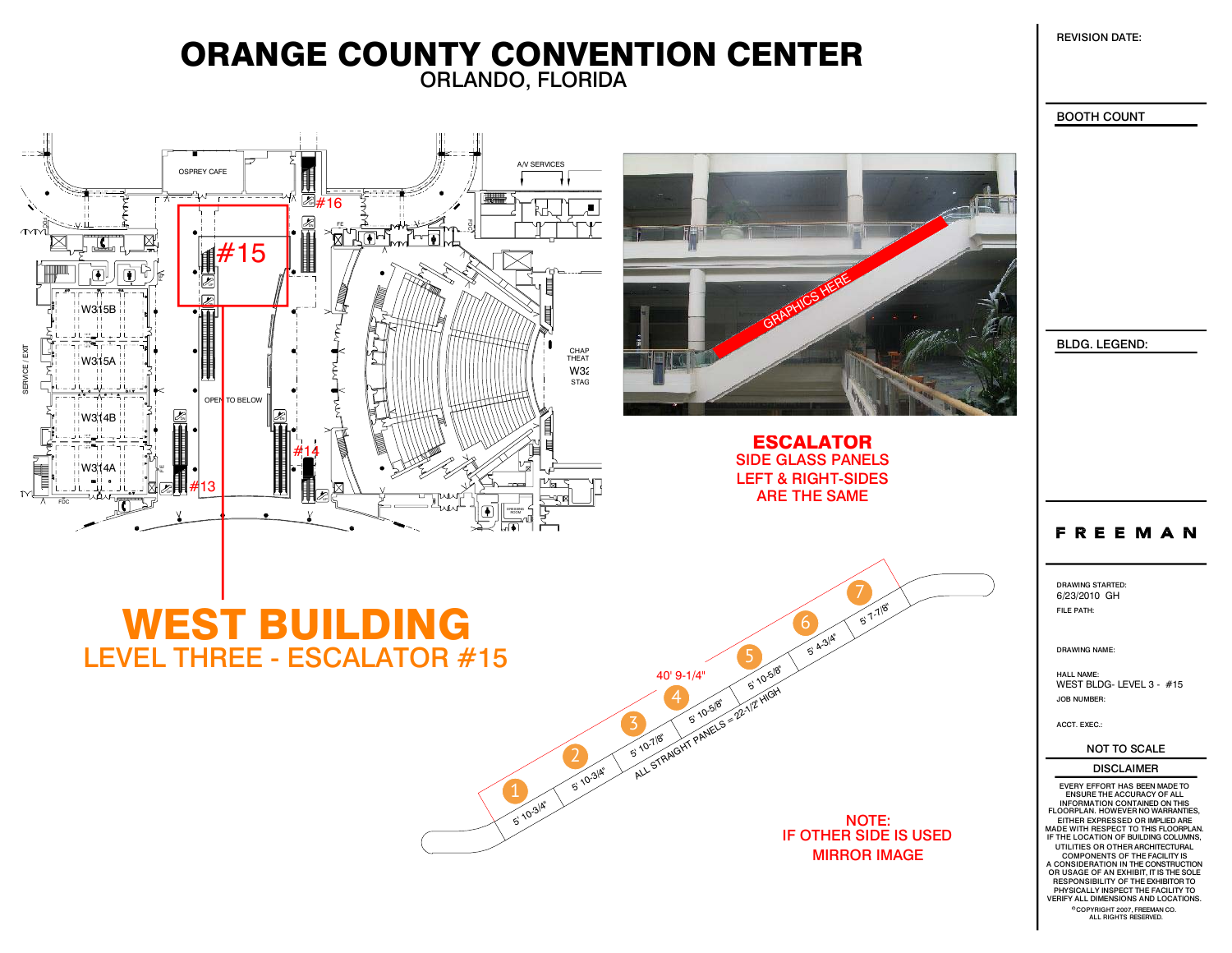# ORANGE COUNTY CONVENTION CENTER

ORLANDO, FLORIDA

OSPREY CAFE

A/V SERVICES

#16

#15

#14

#13

W315B

W315A

W314B

W314A

SERVICE / EXIT

OPEN TO BELOW

CHAP THEAT W32 STAG

GRAPHICS HERE

## ESCALATOR

SIDE GLASS PANELS
LEFT & RIGHT-SIDES
ARE THE SAME

# WEST BUILDING

## LEVEL THREE - ESCALATOR #15

40' 9-1/4"

| Panel | Width |
| --- | --- |
| 1 | 5' 10-3/4" |
| 2 | 5' 10-3/4" |
| 3 | 5' 10-7/8" |
| 4 | 5' 10-5/8" |
| 5 | 5' 10-5/8" |
| 6 | 5' 4-3/4" |
| 7 | 5' 7-7/8" |

ALL STRAIGHT PANELS = 22-1/2" HIGH

NOTE:
IF OTHER SIDE IS USED
MIRROR IMAGE

REVISION DATE:

BOOTH COUNT

BLDG. LEGEND:

**FREEMAN**

DRAWING STARTED:
6/23/2010 GH

FILE PATH:

DRAWING NAME:

HALL NAME:
WEST BLDG- LEVEL 3 - #15

JOB NUMBER:

ACCT. EXEC.:

NOT TO SCALE

DISCLAIMER

EVERY EFFORT HAS BEEN MADE TO ENSURE THE ACCURACY OF ALL INFORMATION CONTAINED ON THIS FLOORPLAN. HOWEVER NO WARRANTIES, EITHER EXPRESSED OR IMPLIED ARE MADE WITH RESPECT TO THIS FLOORPLAN. IF THE LOCATION OF BUILDING COLUMNS, UTILITIES OR OTHER ARCHITECTURAL COMPONENTS OF THE FACILITY IS A CONSIDERATION IN THE CONSTRUCTION OR USAGE OF AN EXHIBIT, IT IS THE SOLE RESPONSIBILITY OF THE EXHIBITOR TO PHYSICALLY INSPECT THE FACILITY TO VERIFY ALL DIMENSIONS AND LOCATIONS.

© COPYRIGHT 2007, FREEMAN CO.
ALL RIGHTS RESERVED.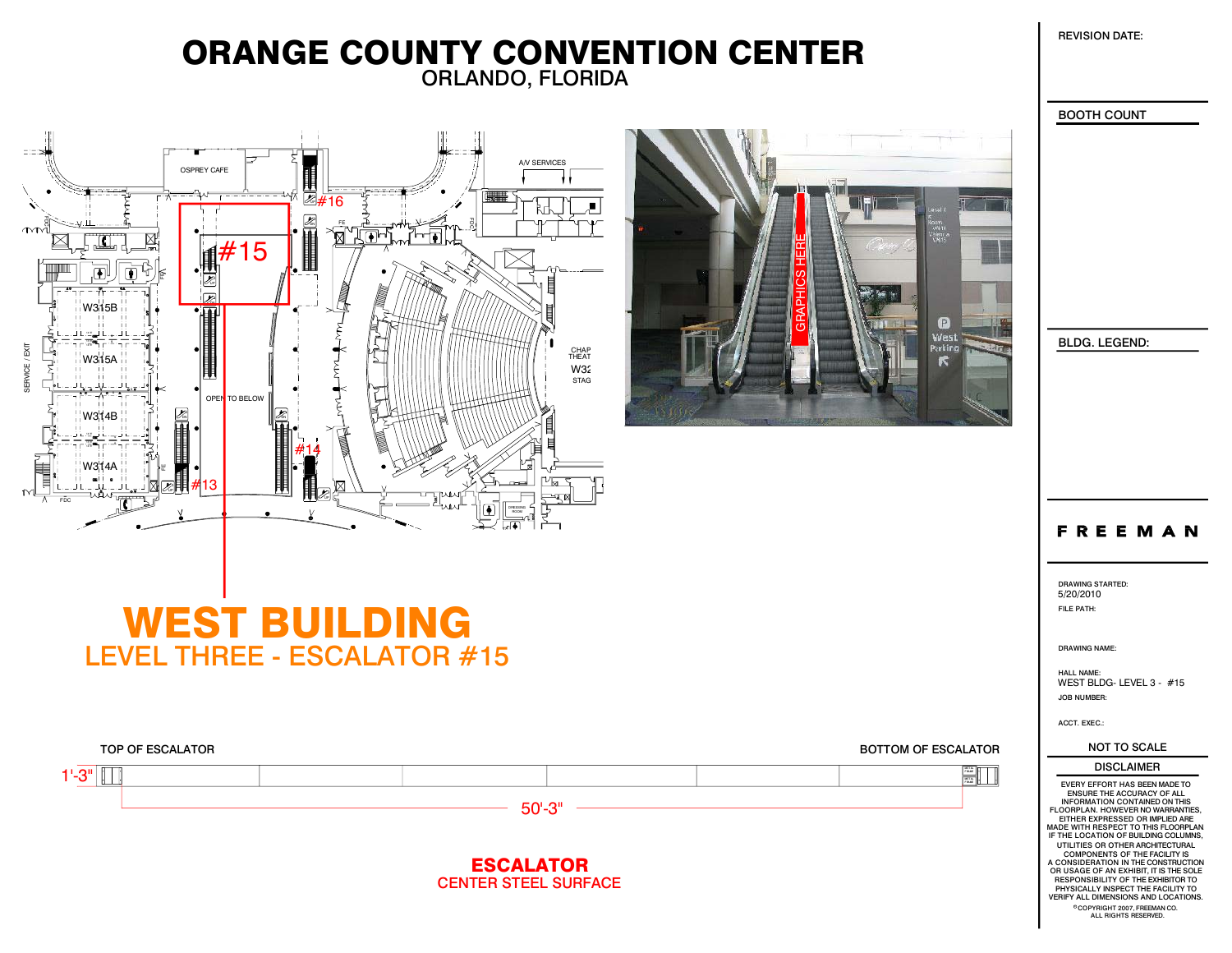# ORANGE COUNTY CONVENTION CENTER

ORLANDO, FLORIDA

OSPREY CAFE

A/V SERVICES

#16

#15

W315B

W315A

W314B

W314A

SERVICE / EXIT

OPEN TO BELOW

#14

#13

CHAP THEAT

W32

STAG

FDC

GRAPHICS HERE

## WEST BUILDING

### LEVEL THREE - ESCALATOR #15

TOP OF ESCALATOR

BOTTOM OF ESCALATOR

1'-3"

50'-3"

**ESCALATOR**

CENTER STEEL SURFACE

REVISION DATE:

BOOTH COUNT

BLDG. LEGEND:

**FREEMAN**

DRAWING STARTED:
5/20/2010

FILE PATH:

DRAWING NAME:

HALL NAME:
WEST BLDG- LEVEL 3 - #15

JOB NUMBER:

ACCT. EXEC.:

NOT TO SCALE

DISCLAIMER

EVERY EFFORT HAS BEEN MADE TO ENSURE THE ACCURACY OF ALL INFORMATION CONTAINED ON THIS FLOORPLAN. HOWEVER NO WARRANTIES, EITHER EXPRESSED OR IMPLIED ARE MADE WITH RESPECT TO THIS FLOORPLAN IF THE LOCATION OF BUILDING COLUMNS, UTILITIES OR OTHER ARCHITECTURAL COMPONENTS OF THE FACILITY IS A CONSIDERATION IN THE CONSTRUCTION OR USAGE OF AN EXHIBIT, IT IS THE SOLE RESPONSIBILITY OF THE EXHIBITOR TO PHYSICALLY INSPECT THE FACILITY TO VERIFY ALL DIMENSIONS AND LOCATIONS.

© COPYRIGHT 2007, FREEMAN CO. ALL RIGHTS RESERVED.